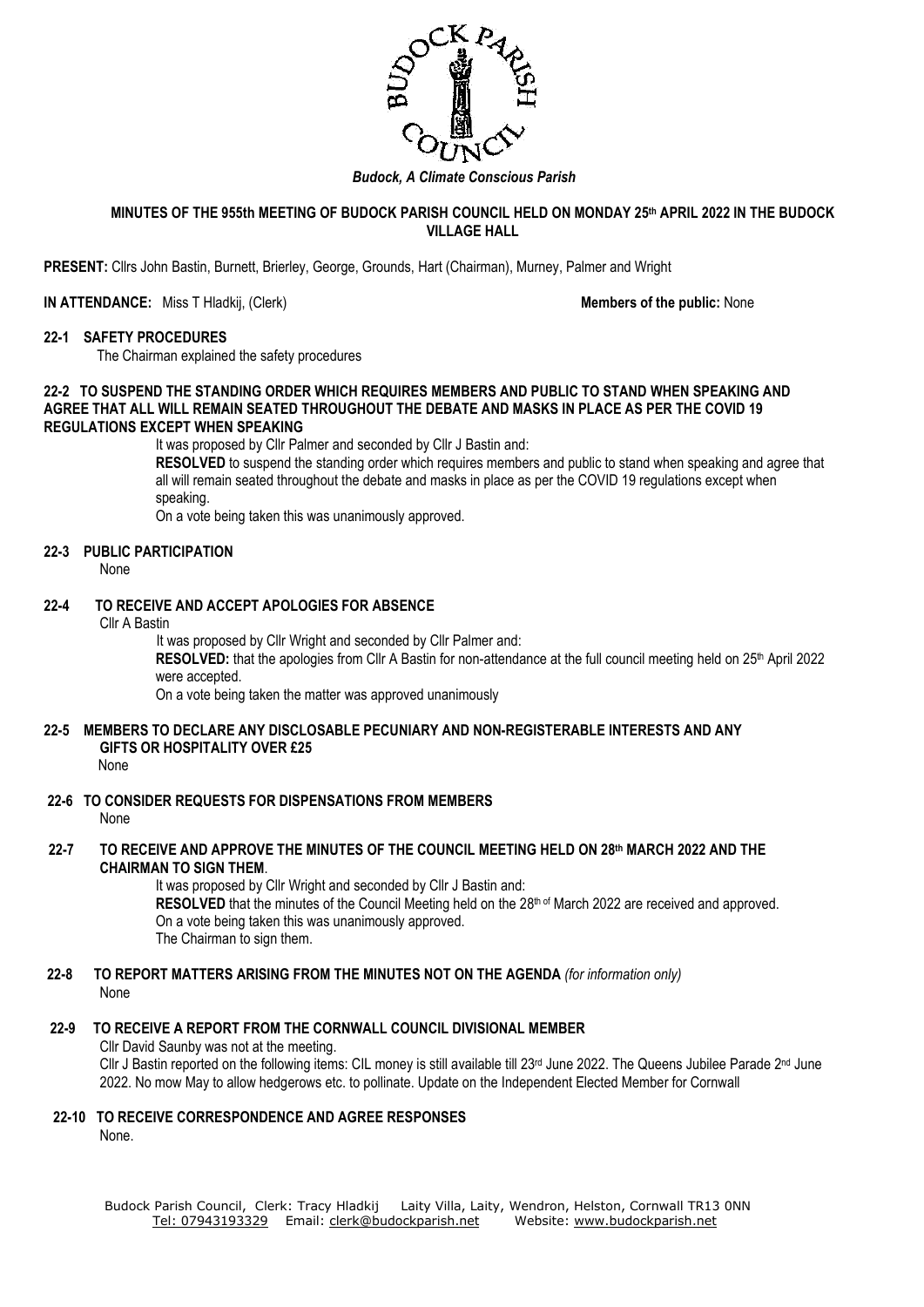*Budock, A Climate Conscious Parish*

**MINUTES OF THE 955th MEETING OF BUDOCK PARISH COUNCIL HELD ON MONDAY 25th APRIL 2022 IN THE BUDOCK VILLAGE HALL**

**PRESENT:** Cllrs John Bastin, Burnett, Brierley, George, Grounds, Hart (Chairman), Murney, Palmer and Wright

**IN ATTENDANCE:** Miss T Hladkij, (Clerk) **Members of the public:** None

**22-1 SAFETY PROCEDURES**

The Chairman explained the safety procedures

**22-2 TO SUSPEND THE STANDING ORDER WHICH REQUIRES MEMBERS AND PUBLIC TO STAND WHEN SPEAKING AND AGREE THAT ALL WILL REMAIN SEATED THROUGHOUT THE DEBATE AND MASKS IN PLACE AS PER THE COVID 19 REGULATIONS EXCEPT WHEN SPEAKING**

It was proposed by Cllr Palmer and seconded by Cllr J Bastin and:

**RESOLVED** to suspend the standing order which requires members and public to stand when speaking and agree that all will remain seated throughout the debate and masks in place as per the COVID 19 regulations except when speaking.

On a vote being taken this was unanimously approved.

**22-3 PUBLIC PARTICIPATION**

None

**22-4 TO RECEIVE AND ACCEPT APOLOGIES FOR ABSENCE**

Cllr A Bastin

It was proposed by Cllr Wright and seconded by Cllr Palmer and:

**RESOLVED:** that the apologies from Cllr A Bastin for non-attendance at the full council meeting held on 25th April 2022 were accepted.

On a vote being taken the matter was approved unanimously

**22-5 MEMBERS TO DECLARE ANY DISCLOSABLE PECUNIARY AND NON-REGISTERABLE INTERESTS AND ANY GIFTS OR HOSPITALITY OVER £25**

None

**22-6 TO CONSIDER REQUESTS FOR DISPENSATIONS FROM MEMBERS**

None

**22-7 TO RECEIVE AND APPROVE THE MINUTES OF THE COUNCIL MEETING HELD ON 28th MARCH 2022 AND THE CHAIRMAN TO SIGN THEM**.

It was proposed by Cllr Wright and seconded by Cllr J Bastin and:

**RESOLVED** that the minutes of the Council Meeting held on the 28th of March 2022 are received and approved.

On a vote being taken this was unanimously approved.

The Chairman to sign them.

**22-8 TO REPORT MATTERS ARISING FROM THE MINUTES NOT ON THE AGENDA** *(for information only)*

None

**22-9 TO RECEIVE A REPORT FROM THE CORNWALL COUNCIL DIVISIONAL MEMBER**

Cllr David Saunby was not at the meeting.

Cllr J Bastin reported on the following items: CIL money is still available till 23rd June 2022. The Queens Jubilee Parade 2nd June 2022. No mow May to allow hedgerows etc. to pollinate. Update on the Independent Elected Member for Cornwall

**22-10 TO RECEIVE CORRESPONDENCE AND AGREE RESPONSES**

None.

Budock Parish Council, Clerk: Tracy Hladkij Laity Villa, Laity, Wendron, Helston, Cornwall TR13 0NN
Tel: 07943193329 Email: clerk@budockparish.net Website: www.budockparish.net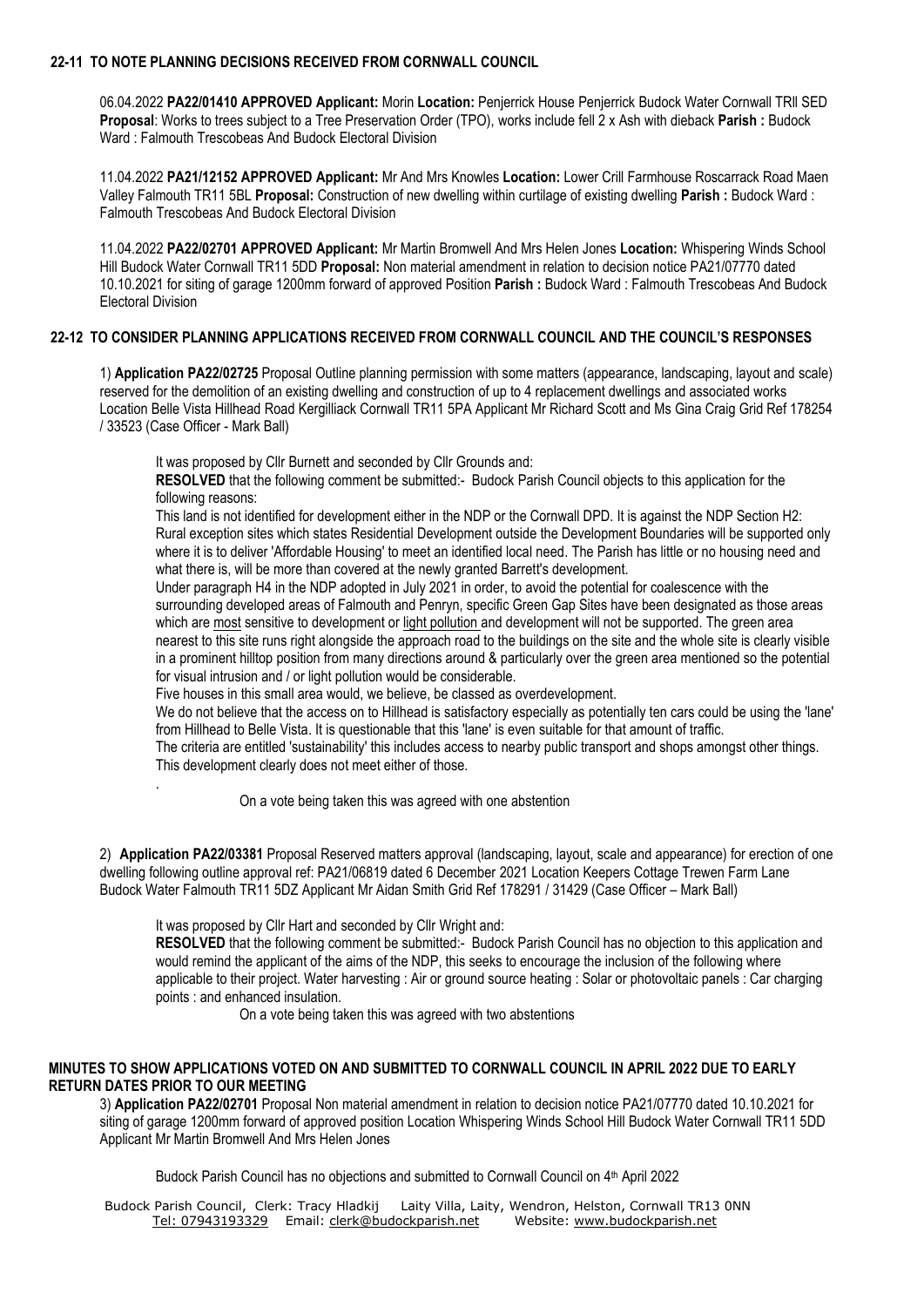## 22-11 TO NOTE PLANNING DECISIONS RECEIVED FROM CORNWALL COUNCIL

06.04.2022 **PA22/01410 APPROVED Applicant:** Morin **Location:** Penjerrick House Penjerrick Budock Water Cornwall TRll SED **Proposal**: Works to trees subject to a Tree Preservation Order (TPO), works include fell 2 x Ash with dieback **Parish :** Budock Ward : Falmouth Trescobeas And Budock Electoral Division

11.04.2022 **PA21/12152 APPROVED Applicant:** Mr And Mrs Knowles **Location:** Lower Crill Farmhouse Roscarrack Road Maen Valley Falmouth TR11 5BL **Proposal:** Construction of new dwelling within curtilage of existing dwelling **Parish :** Budock Ward : Falmouth Trescobeas And Budock Electoral Division

11.04.2022 **PA22/02701 APPROVED Applicant:** Mr Martin Bromwell And Mrs Helen Jones **Location:** Whispering Winds School Hill Budock Water Cornwall TR11 5DD **Proposal:** Non material amendment in relation to decision notice PA21/07770 dated 10.10.2021 for siting of garage 1200mm forward of approved Position **Parish :** Budock Ward : Falmouth Trescobeas And Budock Electoral Division

## 22-12 TO CONSIDER PLANNING APPLICATIONS RECEIVED FROM CORNWALL COUNCIL AND THE COUNCIL'S RESPONSES

1) **Application PA22/02725** Proposal Outline planning permission with some matters (appearance, landscaping, layout and scale) reserved for the demolition of an existing dwelling and construction of up to 4 replacement dwellings and associated works Location Belle Vista Hillhead Road Kergilliack Cornwall TR11 5PA Applicant Mr Richard Scott and Ms Gina Craig Grid Ref 178254 / 33523 (Case Officer - Mark Ball)

It was proposed by Cllr Burnett and seconded by Cllr Grounds and:

**RESOLVED** that the following comment be submitted:- Budock Parish Council objects to this application for the following reasons:

This land is not identified for development either in the NDP or the Cornwall DPD. It is against the NDP Section H2: Rural exception sites which states Residential Development outside the Development Boundaries will be supported only where it is to deliver 'Affordable Housing' to meet an identified local need. The Parish has little or no housing need and what there is, will be more than covered at the newly granted Barrett's development.

Under paragraph H4 in the NDP adopted in July 2021 in order, to avoid the potential for coalescence with the surrounding developed areas of Falmouth and Penryn, specific Green Gap Sites have been designated as those areas which are <u>most</u> sensitive to development or <u>light pollution</u> and development will not be supported. The green area nearest to this site runs right alongside the approach road to the buildings on the site and the whole site is clearly visible in a prominent hilltop position from many directions around & particularly over the green area mentioned so the potential for visual intrusion and / or light pollution would be considerable.

Five houses in this small area would, we believe, be classed as overdevelopment.

We do not believe that the access on to Hillhead is satisfactory especially as potentially ten cars could be using the 'lane' from Hillhead to Belle Vista. It is questionable that this 'lane' is even suitable for that amount of traffic.

The criteria are entitled 'sustainability' this includes access to nearby public transport and shops amongst other things. This development clearly does not meet either of those.

.

On a vote being taken this was agreed with one abstention

2) **Application PA22/03381** Proposal Reserved matters approval (landscaping, layout, scale and appearance) for erection of one dwelling following outline approval ref: PA21/06819 dated 6 December 2021 Location Keepers Cottage Trewen Farm Lane Budock Water Falmouth TR11 5DZ Applicant Mr Aidan Smith Grid Ref 178291 / 31429 (Case Officer – Mark Ball)

It was proposed by Cllr Hart and seconded by Cllr Wright and:

**RESOLVED** that the following comment be submitted:- Budock Parish Council has no objection to this application and would remind the applicant of the aims of the NDP, this seeks to encourage the inclusion of the following where applicable to their project. Water harvesting : Air or ground source heating : Solar or photovoltaic panels : Car charging points : and enhanced insulation.

On a vote being taken this was agreed with two abstentions

## MINUTES TO SHOW APPLICATIONS VOTED ON AND SUBMITTED TO CORNWALL COUNCIL IN APRIL 2022 DUE TO EARLY RETURN DATES PRIOR TO OUR MEETING

3) **Application PA22/02701** Proposal Non material amendment in relation to decision notice PA21/07770 dated 10.10.2021 for siting of garage 1200mm forward of approved position Location Whispering Winds School Hill Budock Water Cornwall TR11 5DD Applicant Mr Martin Bromwell And Mrs Helen Jones

Budock Parish Council has no objections and submitted to Cornwall Council on 4th April 2022

Budock Parish Council, Clerk: Tracy Hladkij Laity Villa, Laity, Wendron, Helston, Cornwall TR13 0NN
Tel: 07943193329 Email: clerk@budockparish.net Website: www.budockparish.net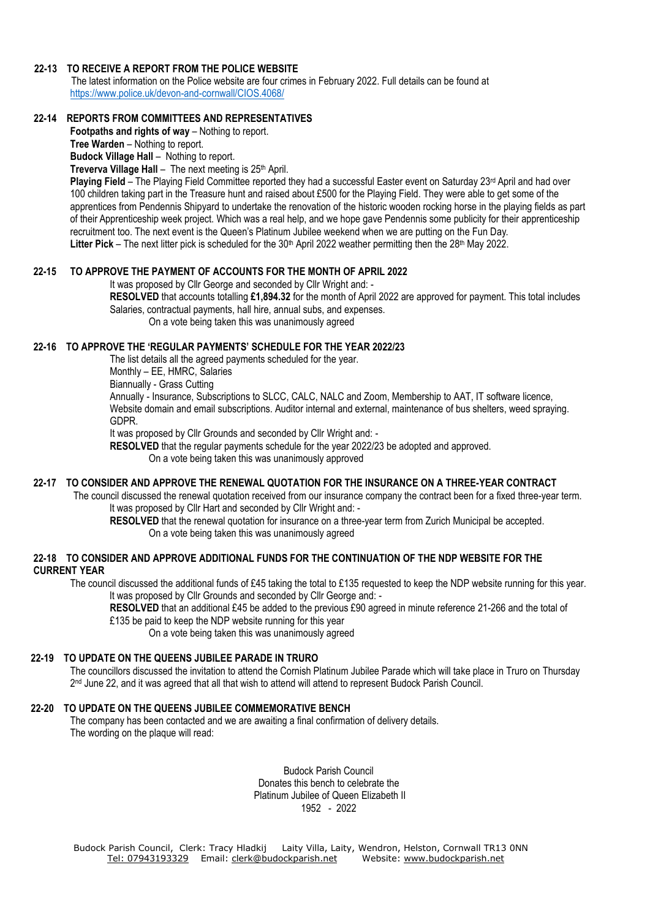**22-13 TO RECEIVE A REPORT FROM THE POLICE WEBSITE**

The latest information on the Police website are four crimes in February 2022. Full details can be found at https://www.police.uk/devon-and-cornwall/CIOS.4068/

**22-14 REPORTS FROM COMMITTEES AND REPRESENTATIVES**

**Footpaths and rights of way** – Nothing to report.

**Tree Warden** – Nothing to report.

**Budock Village Hall** – Nothing to report.

**Treverva Village Hall** – The next meeting is 25th April.

**Playing Field** – The Playing Field Committee reported they had a successful Easter event on Saturday 23rd April and had over 100 children taking part in the Treasure hunt and raised about £500 for the Playing Field. They were able to get some of the apprentices from Pendennis Shipyard to undertake the renovation of the historic wooden rocking horse in the playing fields as part of their Apprenticeship week project. Which was a real help, and we hope gave Pendennis some publicity for their apprenticeship recruitment too. The next event is the Queen's Platinum Jubilee weekend when we are putting on the Fun Day.

**Litter Pick** – The next litter pick is scheduled for the 30th April 2022 weather permitting then the 28th May 2022.

**22-15 TO APPROVE THE PAYMENT OF ACCOUNTS FOR THE MONTH OF APRIL 2022**

It was proposed by Cllr George and seconded by Cllr Wright and: -

**RESOLVED** that accounts totalling **£1,894.32** for the month of April 2022 are approved for payment. This total includes Salaries, contractual payments, hall hire, annual subs, and expenses.

On a vote being taken this was unanimously agreed

**22-16 TO APPROVE THE 'REGULAR PAYMENTS' SCHEDULE FOR THE YEAR 2022/23**

The list details all the agreed payments scheduled for the year.

Monthly – EE, HMRC, Salaries

Biannually - Grass Cutting

Annually - Insurance, Subscriptions to SLCC, CALC, NALC and Zoom, Membership to AAT, IT software licence, Website domain and email subscriptions. Auditor internal and external, maintenance of bus shelters, weed spraying. GDPR.

It was proposed by Cllr Grounds and seconded by Cllr Wright and: -

**RESOLVED** that the regular payments schedule for the year 2022/23 be adopted and approved.

On a vote being taken this was unanimously approved

**22-17 TO CONSIDER AND APPROVE THE RENEWAL QUOTATION FOR THE INSURANCE ON A THREE-YEAR CONTRACT**

The council discussed the renewal quotation received from our insurance company the contract been for a fixed three-year term.

It was proposed by Cllr Hart and seconded by Cllr Wright and: -

**RESOLVED** that the renewal quotation for insurance on a three-year term from Zurich Municipal be accepted.

On a vote being taken this was unanimously agreed

**22-18 TO CONSIDER AND APPROVE ADDITIONAL FUNDS FOR THE CONTINUATION OF THE NDP WEBSITE FOR THE CURRENT YEAR**

The council discussed the additional funds of £45 taking the total to £135 requested to keep the NDP website running for this year.

It was proposed by Cllr Grounds and seconded by Cllr George and: -

**RESOLVED** that an additional £45 be added to the previous £90 agreed in minute reference 21-266 and the total of £135 be paid to keep the NDP website running for this year

On a vote being taken this was unanimously agreed

**22-19 TO UPDATE ON THE QUEENS JUBILEE PARADE IN TRURO**

The councillors discussed the invitation to attend the Cornish Platinum Jubilee Parade which will take place in Truro on Thursday 2nd June 22, and it was agreed that all that wish to attend will attend to represent Budock Parish Council.

**22-20 TO UPDATE ON THE QUEENS JUBILEE COMMEMORATIVE BENCH**

The company has been contacted and we are awaiting a final confirmation of delivery details.

The wording on the plaque will read:

Budock Parish Council
Donates this bench to celebrate the
Platinum Jubilee of Queen Elizabeth II
1952 - 2022

Budock Parish Council, Clerk: Tracy Hladkij Laity Villa, Laity, Wendron, Helston, Cornwall TR13 0NN
Tel: 07943193329 Email: clerk@budockparish.net Website: www.budockparish.net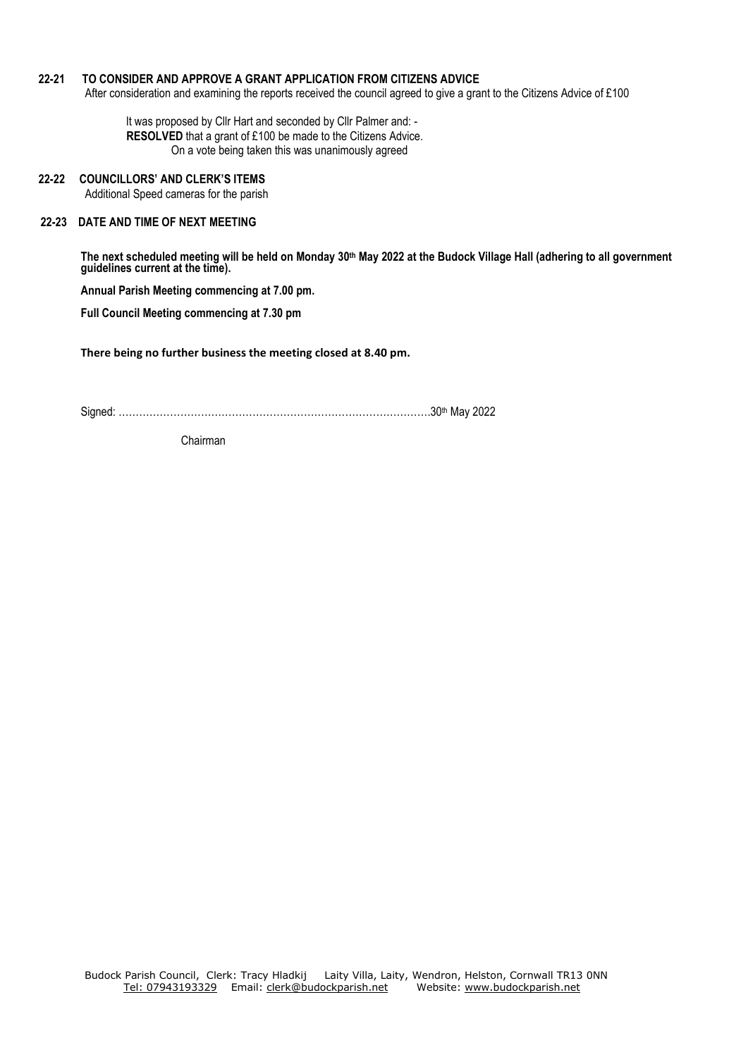**22-21 TO CONSIDER AND APPROVE A GRANT APPLICATION FROM CITIZENS ADVICE**

After consideration and examining the reports received the council agreed to give a grant to the Citizens Advice of £100

It was proposed by Cllr Hart and seconded by Cllr Palmer and: -
**RESOLVED** that a grant of £100 be made to the Citizens Advice.
On a vote being taken this was unanimously agreed

**22-22 COUNCILLORS' AND CLERK'S ITEMS**

Additional Speed cameras for the parish

**22-23 DATE AND TIME OF NEXT MEETING**

**The next scheduled meeting will be held on Monday 30th May 2022 at the Budock Village Hall (adhering to all government guidelines current at the time).**

**Annual Parish Meeting commencing at 7.00 pm.**

**Full Council Meeting commencing at 7.30 pm**

**There being no further business the meeting closed at 8.40 pm.**

Signed: …………………………………………………………………………….30th May 2022

Chairman

Budock Parish Council, Clerk: Tracy Hladkij Laity Villa, Laity, Wendron, Helston, Cornwall TR13 0NN
Tel: 07943193329 Email: clerk@budockparish.net Website: www.budockparish.net